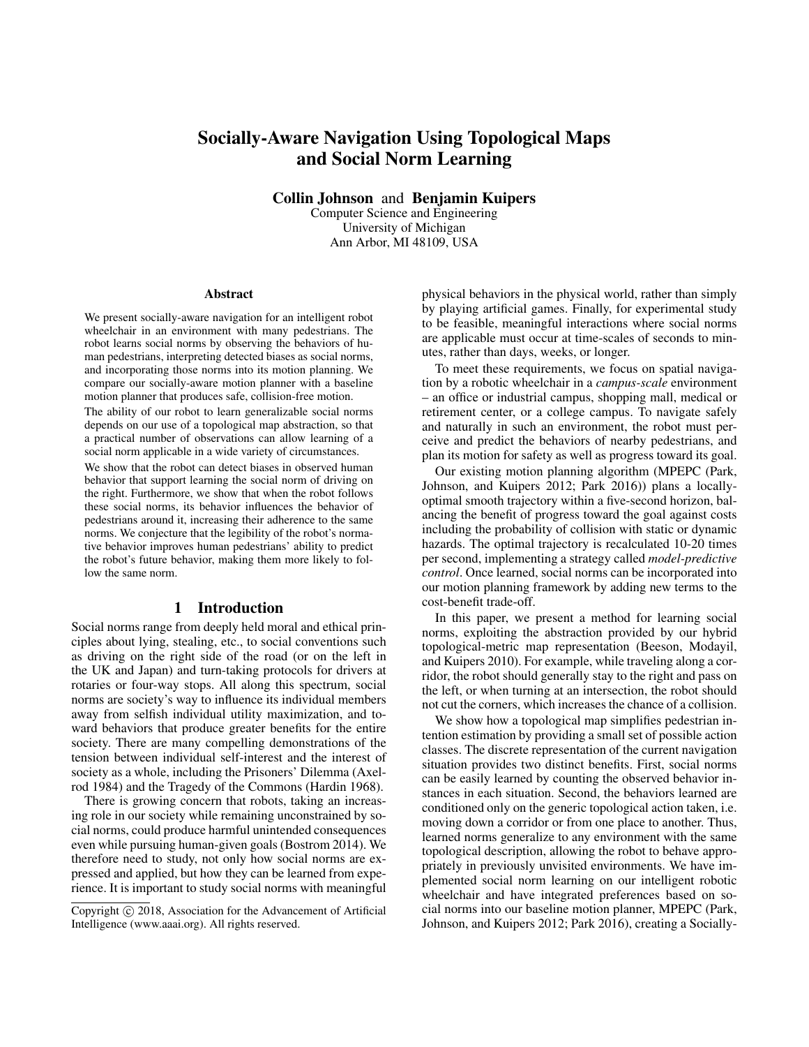# Socially-Aware Navigation Using Topological Maps and Social Norm Learning

**Collin Johnson** and **Benjamin Kuipers**
Computer Science and Engineering
University of Michigan
Ann Arbor, MI 48109, USA

## Abstract

We present socially-aware navigation for an intelligent robot wheelchair in an environment with many pedestrians. The robot learns social norms by observing the behaviors of human pedestrians, interpreting detected biases as social norms, and incorporating those norms into its motion planning. We compare our socially-aware motion planner with a baseline motion planner that produces safe, collision-free motion.

The ability of our robot to learn generalizable social norms depends on our use of a topological map abstraction, so that a practical number of observations can allow learning of a social norm applicable in a wide variety of circumstances.

We show that the robot can detect biases in observed human behavior that support learning the social norm of driving on the right. Furthermore, we show that when the robot follows these social norms, its behavior influences the behavior of pedestrians around it, increasing their adherence to the same norms. We conjecture that the legibility of the robot's normative behavior improves human pedestrians' ability to predict the robot's future behavior, making them more likely to follow the same norm.

## 1 Introduction

Social norms range from deeply held moral and ethical principles about lying, stealing, etc., to social conventions such as driving on the right side of the road (or on the left in the UK and Japan) and turn-taking protocols for drivers at rotaries or four-way stops. All along this spectrum, social norms are society's way to influence its individual members away from selfish individual utility maximization, and toward behaviors that produce greater benefits for the entire society. There are many compelling demonstrations of the tension between individual self-interest and the interest of society as a whole, including the Prisoners' Dilemma (Axelrod 1984) and the Tragedy of the Commons (Hardin 1968).

There is growing concern that robots, taking an increasing role in our society while remaining unconstrained by social norms, could produce harmful unintended consequences even while pursuing human-given goals (Bostrom 2014). We therefore need to study, not only how social norms are expressed and applied, but how they can be learned from experience. It is important to study social norms with meaningful physical behaviors in the physical world, rather than simply by playing artificial games. Finally, for experimental study to be feasible, meaningful interactions where social norms are applicable must occur at time-scales of seconds to minutes, rather than days, weeks, or longer.

To meet these requirements, we focus on spatial navigation by a robotic wheelchair in a *campus-scale* environment – an office or industrial campus, shopping mall, medical or retirement center, or a college campus. To navigate safely and naturally in such an environment, the robot must perceive and predict the behaviors of nearby pedestrians, and plan its motion for safety as well as progress toward its goal.

Our existing motion planning algorithm (MPEPC (Park, Johnson, and Kuipers 2012; Park 2016)) plans a locally-optimal smooth trajectory within a five-second horizon, balancing the benefit of progress toward the goal against costs including the probability of collision with static or dynamic hazards. The optimal trajectory is recalculated 10-20 times per second, implementing a strategy called *model-predictive control*. Once learned, social norms can be incorporated into our motion planning framework by adding new terms to the cost-benefit trade-off.

In this paper, we present a method for learning social norms, exploiting the abstraction provided by our hybrid topological-metric map representation (Beeson, Modayil, and Kuipers 2010). For example, while traveling along a corridor, the robot should generally stay to the right and pass on the left, or when turning at an intersection, the robot should not cut the corners, which increases the chance of a collision.

We show how a topological map simplifies pedestrian intention estimation by providing a small set of possible action classes. The discrete representation of the current navigation situation provides two distinct benefits. First, social norms can be easily learned by counting the observed behavior instances in each situation. Second, the behaviors learned are conditioned only on the generic topological action taken, i.e. moving down a corridor or from one place to another. Thus, learned norms generalize to any environment with the same topological description, allowing the robot to behave appropriately in previously unvisited environments. We have implemented social norm learning on our intelligent robotic wheelchair and have integrated preferences based on social norms into our baseline motion planner, MPEPC (Park, Johnson, and Kuipers 2012; Park 2016), creating a Socially-

Copyright © 2018, Association for the Advancement of Artificial Intelligence (www.aaai.org). All rights reserved.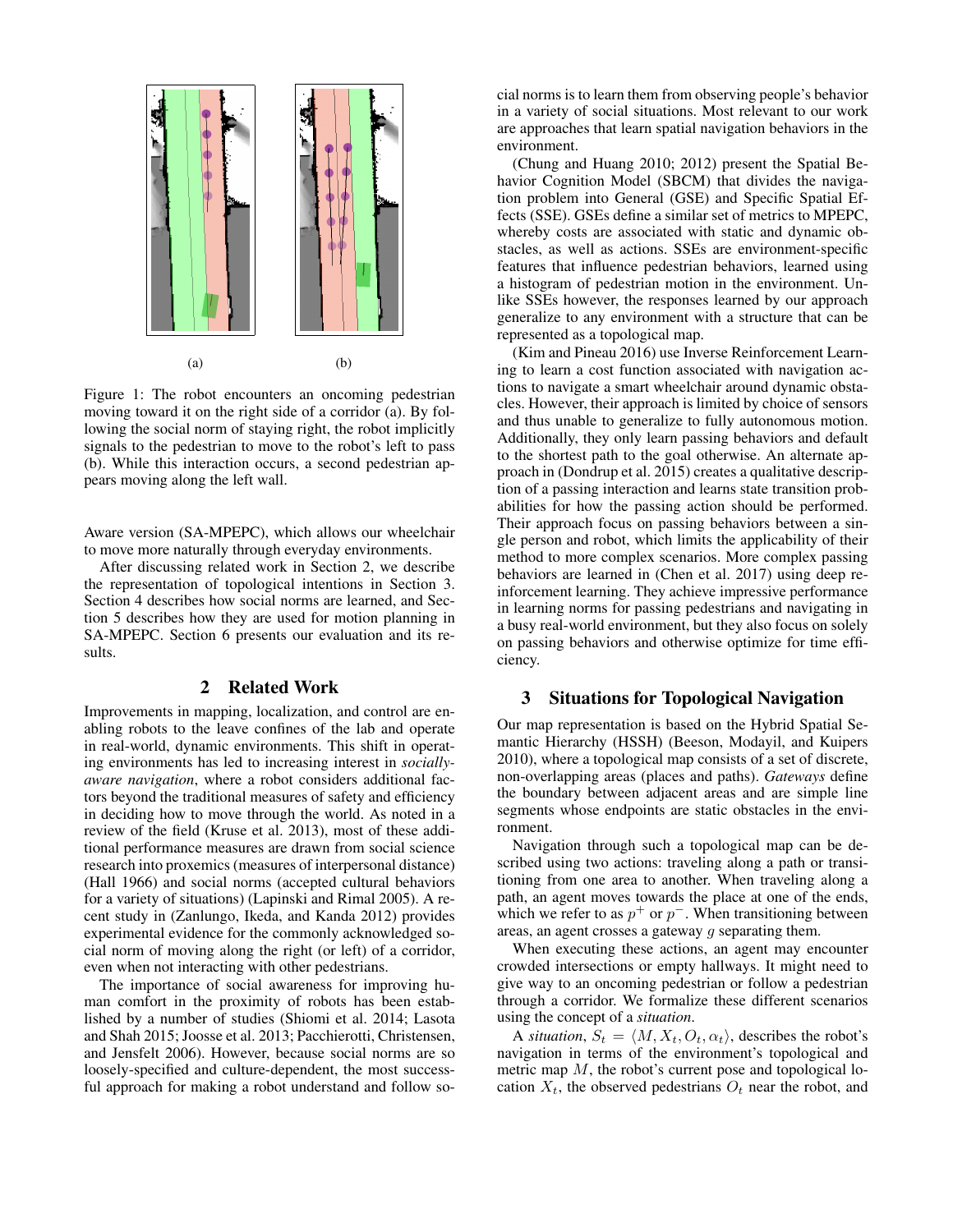(a) (b)

Figure 1: The robot encounters an oncoming pedestrian moving toward it on the right side of a corridor (a). By following the social norm of staying right, the robot implicitly signals to the pedestrian to move to the robot's left to pass (b). While this interaction occurs, a second pedestrian appears moving along the left wall.

Aware version (SA-MPEPC), which allows our wheelchair to move more naturally through everyday environments.

After discussing related work in Section 2, we describe the representation of topological intentions in Section 3. Section 4 describes how social norms are learned, and Section 5 describes how they are used for motion planning in SA-MPEPC. Section 6 presents our evaluation and its results.

## 2 Related Work

Improvements in mapping, localization, and control are enabling robots to the leave confines of the lab and operate in real-world, dynamic environments. This shift in operating environments has led to increasing interest in *socially-aware navigation*, where a robot considers additional factors beyond the traditional measures of safety and efficiency in deciding how to move through the world. As noted in a review of the field (Kruse et al. 2013), most of these additional performance measures are drawn from social science research into proxemics (measures of interpersonal distance) (Hall 1966) and social norms (accepted cultural behaviors for a variety of situations) (Lapinski and Rimal 2005). A recent study in (Zanlungo, Ikeda, and Kanda 2012) provides experimental evidence for the commonly acknowledged social norm of moving along the right (or left) of a corridor, even when not interacting with other pedestrians.

The importance of social awareness for improving human comfort in the proximity of robots has been established by a number of studies (Shiomi et al. 2014; Lasota and Shah 2015; Joosse et al. 2013; Pacchierotti, Christensen, and Jensfelt 2006). However, because social norms are so loosely-specified and culture-dependent, the most successful approach for making a robot understand and follow social norms is to learn them from observing people's behavior in a variety of social situations. Most relevant to our work are approaches that learn spatial navigation behaviors in the environment.

(Chung and Huang 2010; 2012) present the Spatial Behavior Cognition Model (SBCM) that divides the navigation problem into General (GSE) and Specific Spatial Effects (SSE). GSEs define a similar set of metrics to MPEPC, whereby costs are associated with static and dynamic obstacles, as well as actions. SSEs are environment-specific features that influence pedestrian behaviors, learned using a histogram of pedestrian motion in the environment. Unlike SSEs however, the responses learned by our approach generalize to any environment with a structure that can be represented as a topological map.

(Kim and Pineau 2016) use Inverse Reinforcement Learning to learn a cost function associated with navigation actions to navigate a smart wheelchair around dynamic obstacles. However, their approach is limited by choice of sensors and thus unable to generalize to fully autonomous motion. Additionally, they only learn passing behaviors and default to the shortest path to the goal otherwise. An alternate approach in (Dondrup et al. 2015) creates a qualitative description of a passing interaction and learns state transition probabilities for how the passing action should be performed. Their approach focus on passing behaviors between a single person and robot, which limits the applicability of their method to more complex scenarios. More complex passing behaviors are learned in (Chen et al. 2017) using deep reinforcement learning. They achieve impressive performance in learning norms for passing pedestrians and navigating in a busy real-world environment, but they also focus on solely on passing behaviors and otherwise optimize for time efficiency.

## 3 Situations for Topological Navigation

Our map representation is based on the Hybrid Spatial Semantic Hierarchy (HSSH) (Beeson, Modayil, and Kuipers 2010), where a topological map consists of a set of discrete, non-overlapping areas (places and paths). *Gateways* define the boundary between adjacent areas and are simple line segments whose endpoints are static obstacles in the environment.

Navigation through such a topological map can be described using two actions: traveling along a path or transitioning from one area to another. When traveling along a path, an agent moves towards the place at one of the ends, which we refer to as $p^+$ or $p^-$. When transitioning between areas, an agent crosses a gateway $g$ separating them.

When executing these actions, an agent may encounter crowded intersections or empty hallways. It might need to give way to an oncoming pedestrian or follow a pedestrian through a corridor. We formalize these different scenarios using the concept of a *situation*.

A *situation*, $S_t = \langle M, X_t, O_t, \alpha_t \rangle$, describes the robot's navigation in terms of the environment's topological and metric map $M$, the robot's current pose and topological location $X_t$, the observed pedestrians $O_t$ near the robot, and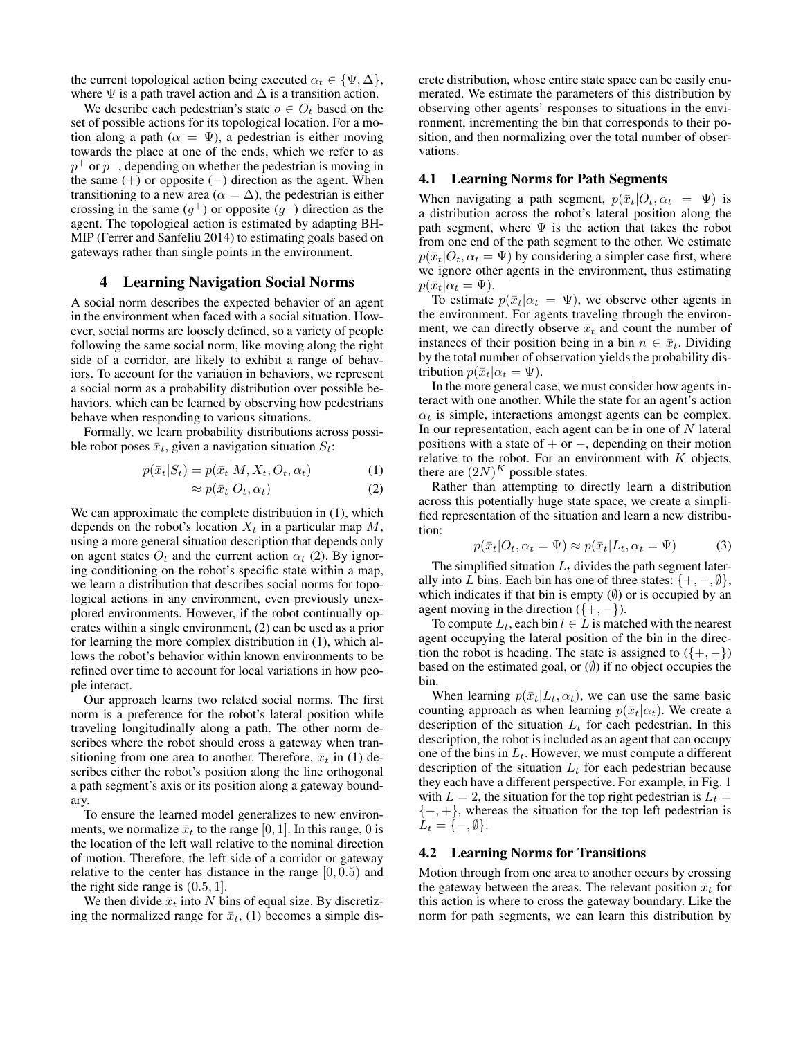the current topological action being executed $\alpha_t \in \{\Psi, \Delta\}$, where $\Psi$ is a path travel action and $\Delta$ is a transition action.

We describe each pedestrian's state $o \in O_t$ based on the set of possible actions for its topological location. For a motion along a path ($\alpha = \Psi$), a pedestrian is either moving towards the place at one of the ends, which we refer to as $p^+$ or $p^-$, depending on whether the pedestrian is moving in the same ($+$) or opposite ($-$) direction as the agent. When transitioning to a new area ($\alpha = \Delta$), the pedestrian is either crossing in the same ($g^+$) or opposite ($g^-$) direction as the agent. The topological action is estimated by adapting BH-MIP (Ferrer and Sanfeliu 2014) to estimating goals based on gateways rather than single points in the environment.

## 4 Learning Navigation Social Norms

A social norm describes the expected behavior of an agent in the environment when faced with a social situation. However, social norms are loosely defined, so a variety of people following the same social norm, like moving along the right side of a corridor, are likely to exhibit a range of behaviors. To account for the variation in behaviors, we represent a social norm as a probability distribution over possible behaviors, which can be learned by observing how pedestrians behave when responding to various situations.

Formally, we learn probability distributions across possible robot poses $\bar{x}_t$, given a navigation situation $S_t$:

$$p(\bar{x}_t|S_t) = p(\bar{x}_t|M, X_t, O_t, \alpha_t) \tag{1}$$

$$\approx p(\bar{x}_t|O_t, \alpha_t) \tag{2}$$

We can approximate the complete distribution in (1), which depends on the robot's location $X_t$ in a particular map $M$, using a more general situation description that depends only on agent states $O_t$ and the current action $\alpha_t$ (2). By ignoring conditioning on the robot's specific state within a map, we learn a distribution that describes social norms for topological actions in any environment, even previously unexplored environments. However, if the robot continually operates within a single environment, (2) can be used as a prior for learning the more complex distribution in (1), which allows the robot's behavior within known environments to be refined over time to account for local variations in how people interact.

Our approach learns two related social norms. The first norm is a preference for the robot's lateral position while traveling longitudinally along a path. The other norm describes where the robot should cross a gateway when transitioning from one area to another. Therefore, $\bar{x}_t$ in (1) describes either the robot's position along the line orthogonal a path segment's axis or its position along a gateway boundary.

To ensure the learned model generalizes to new environments, we normalize $\bar{x}_t$ to the range $[0, 1]$. In this range, $0$ is the location of the left wall relative to the nominal direction of motion. Therefore, the left side of a corridor or gateway relative to the center has distance in the range $[0, 0.5)$ and the right side range is $(0.5, 1]$.

We then divide $\bar{x}_t$ into $N$ bins of equal size. By discretizing the normalized range for $\bar{x}_t$, (1) becomes a simple discrete distribution, whose entire state space can be easily enumerated. We estimate the parameters of this distribution by observing other agents' responses to situations in the environment, incrementing the bin that corresponds to their position, and then normalizing over the total number of observations.

### 4.1 Learning Norms for Path Segments

When navigating a path segment, $p(\bar{x}_t|O_t, \alpha_t = \Psi)$ is a distribution across the robot's lateral position along the path segment, where $\Psi$ is the action that takes the robot from one end of the path segment to the other. We estimate $p(\bar{x}_t|O_t, \alpha_t = \Psi)$ by considering a simpler case first, where we ignore other agents in the environment, thus estimating $p(\bar{x}_t|\alpha_t = \Psi)$.

To estimate $p(\bar{x}_t|\alpha_t = \Psi)$, we observe other agents in the environment. For agents traveling through the environment, we can directly observe $\bar{x}_t$ and count the number of instances of their position being in a bin $n \in \bar{x}_t$. Dividing by the total number of observation yields the probability distribution $p(\bar{x}_t|\alpha_t = \Psi)$.

In the more general case, we must consider how agents interact with one another. While the state for an agent's action $\alpha_t$ is simple, interactions amongst agents can be complex. In our representation, each agent can be in one of $N$ lateral positions with a state of $+$ or $-$, depending on their motion relative to the robot. For an environment with $K$ objects, there are $(2N)^K$ possible states.

Rather than attempting to directly learn a distribution across this potentially huge state space, we create a simplified representation of the situation and learn a new distribution:

$$p(\bar{x}_t|O_t, \alpha_t = \Psi) \approx p(\bar{x}_t|L_t, \alpha_t = \Psi) \tag{3}$$

The simplified situation $L_t$ divides the path segment laterally into $L$ bins. Each bin has one of three states: $\{+, -, \emptyset\}$, which indicates if that bin is empty ($\emptyset$) or is occupied by an agent moving in the direction ($\{+, -\}$).

To compute $L_t$, each bin $l \in L$ is matched with the nearest agent occupying the lateral position of the bin in the direction the robot is heading. The state is assigned to ($\{+, -\}$) based on the estimated goal, or ($\emptyset$) if no object occupies the bin.

When learning $p(\bar{x}_t|L_t, \alpha_t)$, we can use the same basic counting approach as when learning $p(\bar{x}_t|\alpha_t)$. We create a description of the situation $L_t$ for each pedestrian. In this description, the robot is included as an agent that can occupy one of the bins in $L_t$. However, we must compute a different description of the situation $L_t$ for each pedestrian because they each have a different perspective. For example, in Fig. 1 with $L = 2$, the situation for the top right pedestrian is $L_t = \{-, +\}$, whereas the situation for the top left pedestrian is $L_t = \{-, \emptyset\}$.

### 4.2 Learning Norms for Transitions

Motion through from one area to another occurs by crossing the gateway between the areas. The relevant position $\bar{x}_t$ for this action is where to cross the gateway boundary. Like the norm for path segments, we can learn this distribution by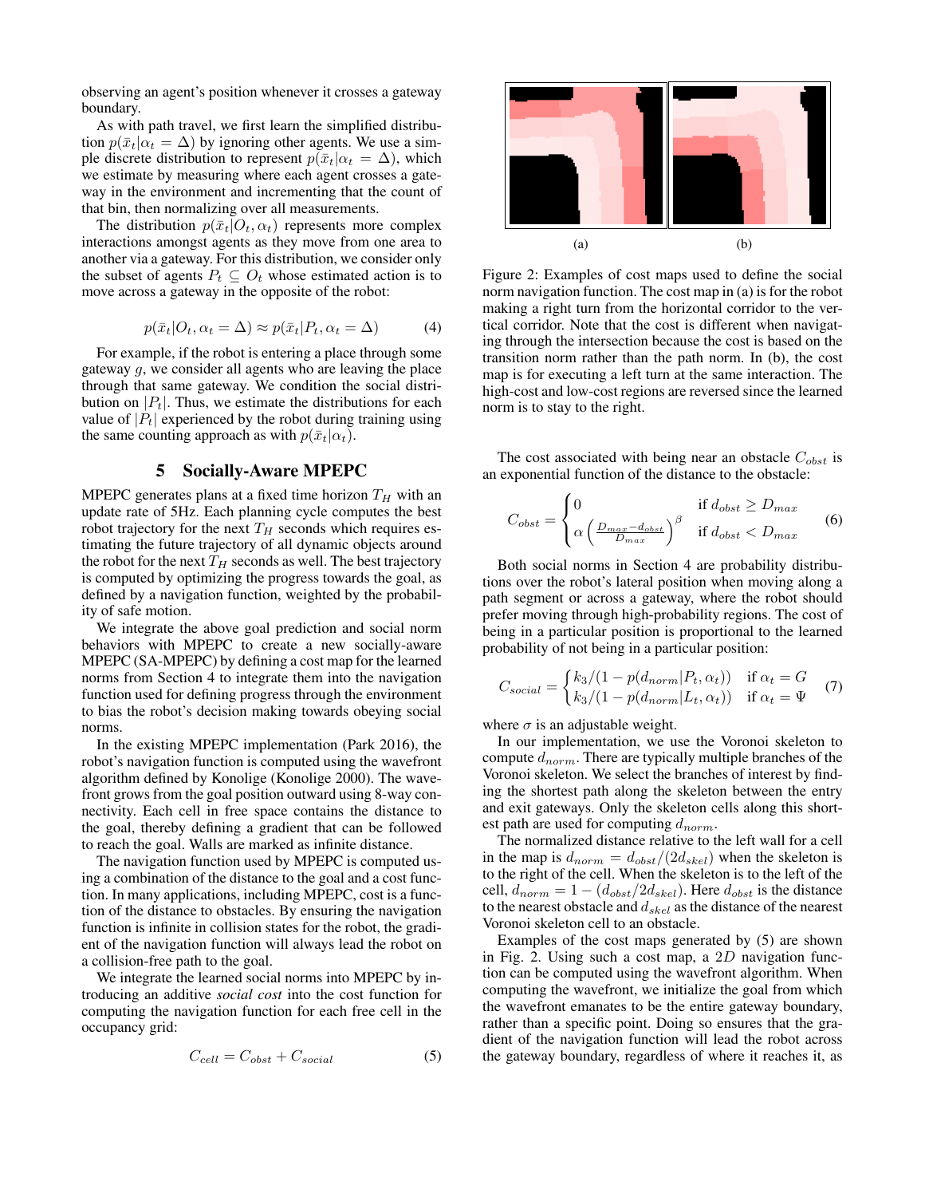observing an agent's position whenever it crosses a gateway boundary.

As with path travel, we first learn the simplified distribution $p(\bar{x}_t|\alpha_t = \Delta)$ by ignoring other agents. We use a simple discrete distribution to represent $p(\bar{x}_t|\alpha_t = \Delta)$, which we estimate by measuring where each agent crosses a gateway in the environment and incrementing that the count of that bin, then normalizing over all measurements.

The distribution $p(\bar{x}_t|O_t, \alpha_t)$ represents more complex interactions amongst agents as they move from one area to another via a gateway. For this distribution, we consider only the subset of agents $P_t \subseteq O_t$ whose estimated action is to move across a gateway in the opposite of the robot:

$$p(\bar{x}_t|O_t, \alpha_t = \Delta) \approx p(\bar{x}_t|P_t, \alpha_t = \Delta) \tag{4}$$

For example, if the robot is entering a place through some gateway $g$, we consider all agents who are leaving the place through that same gateway. We condition the social distribution on $|P_t|$. Thus, we estimate the distributions for each value of $|P_t|$ experienced by the robot during training using the same counting approach as with $p(\bar{x}_t|\alpha_t)$.

## 5 Socially-Aware MPEPC

MPEPC generates plans at a fixed time horizon $T_H$ with an update rate of 5Hz. Each planning cycle computes the best robot trajectory for the next $T_H$ seconds which requires estimating the future trajectory of all dynamic objects around the robot for the next $T_H$ seconds as well. The best trajectory is computed by optimizing the progress towards the goal, as defined by a navigation function, weighted by the probability of safe motion.

We integrate the above goal prediction and social norm behaviors with MPEPC to create a new socially-aware MPEPC (SA-MPEPC) by defining a cost map for the learned norms from Section 4 to integrate them into the navigation function used for defining progress through the environment to bias the robot's decision making towards obeying social norms.

In the existing MPEPC implementation (Park 2016), the robot's navigation function is computed using the wavefront algorithm defined by Konolige (Konolige 2000). The wavefront grows from the goal position outward using 8-way connectivity. Each cell in free space contains the distance to the goal, thereby defining a gradient that can be followed to reach the goal. Walls are marked as infinite distance.

The navigation function used by MPEPC is computed using a combination of the distance to the goal and a cost function. In many applications, including MPEPC, cost is a function of the distance to obstacles. By ensuring the navigation function is infinite in collision states for the robot, the gradient of the navigation function will always lead the robot on a collision-free path to the goal.

We integrate the learned social norms into MPEPC by introducing an additive *social cost* into the cost function for computing the navigation function for each free cell in the occupancy grid:

$$C_{cell} = C_{obst} + C_{social} \tag{5}$$

(a) (b)

Figure 2: Examples of cost maps used to define the social norm navigation function. The cost map in (a) is for the robot making a right turn from the horizontal corridor to the vertical corridor. Note that the cost is different when navigating through the intersection because the cost is based on the transition norm rather than the path norm. In (b), the cost map is for executing a left turn at the same interaction. The high-cost and low-cost regions are reversed since the learned norm is to stay to the right.

The cost associated with being near an obstacle $C_{obst}$ is an exponential function of the distance to the obstacle:

$$C_{obst} = \begin{cases} 0 & \text{if } d_{obst} \geq D_{max} \\ \alpha \left( \frac{D_{max} - d_{obst}}{D_{max}} \right)^{\beta} & \text{if } d_{obst} < D_{max} \end{cases} \tag{6}$$

Both social norms in Section 4 are probability distributions over the robot's lateral position when moving along a path segment or across a gateway, where the robot should prefer moving through high-probability regions. The cost of being in a particular position is proportional to the learned probability of not being in a particular position:

$$C_{social} = \begin{cases} k_3/(1 - p(d_{norm}|P_t, \alpha_t)) & \text{if } \alpha_t = G \\ k_3/(1 - p(d_{norm}|L_t, \alpha_t)) & \text{if } \alpha_t = \Psi \end{cases} \tag{7}$$

where $\sigma$ is an adjustable weight.

In our implementation, we use the Voronoi skeleton to compute $d_{norm}$. There are typically multiple branches of the Voronoi skeleton. We select the branches of interest by finding the shortest path along the skeleton between the entry and exit gateways. Only the skeleton cells along this shortest path are used for computing $d_{norm}$.

The normalized distance relative to the left wall for a cell in the map is $d_{norm} = d_{obst}/(2d_{skel})$ when the skeleton is to the right of the cell. When the skeleton is to the left of the cell, $d_{norm} = 1 - (d_{obst}/2d_{skel})$. Here $d_{obst}$ is the distance to the nearest obstacle and $d_{skel}$ as the distance of the nearest Voronoi skeleton cell to an obstacle.

Examples of the cost maps generated by (5) are shown in Fig. 2. Using such a cost map, a $2D$ navigation function can be computed using the wavefront algorithm. When computing the wavefront, we initialize the goal from which the wavefront emanates to be the entire gateway boundary, rather than a specific point. Doing so ensures that the gradient of the navigation function will lead the robot across the gateway boundary, regardless of where it reaches it, as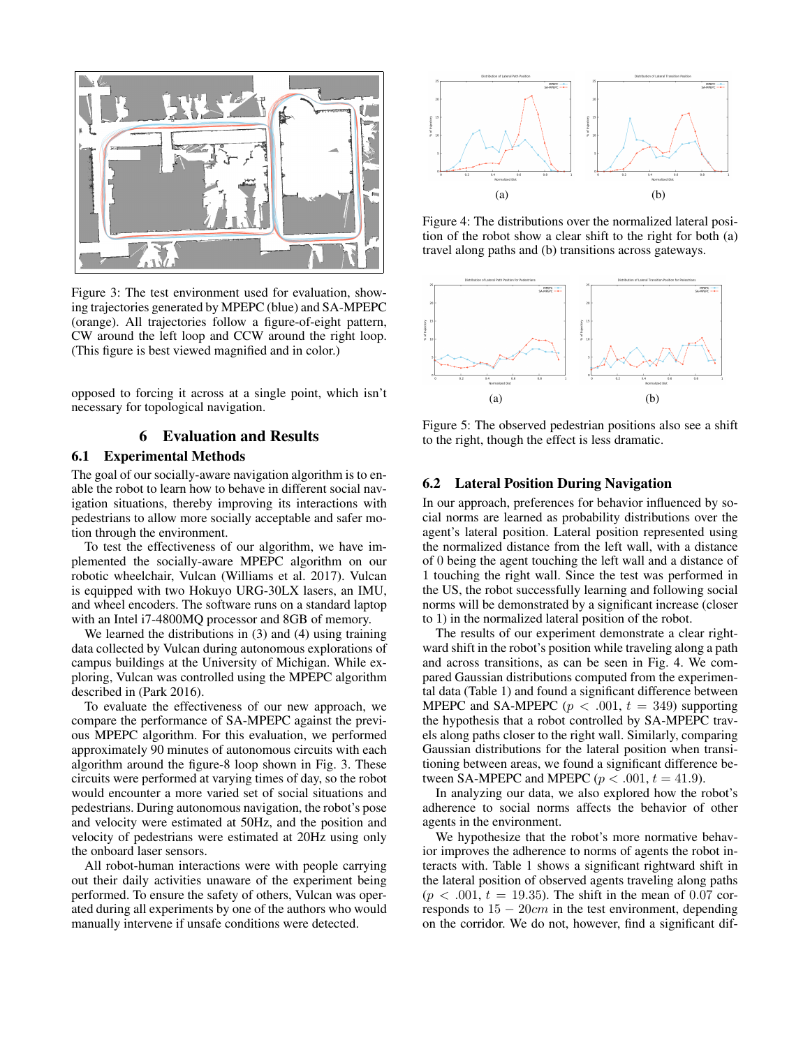Figure 3: The test environment used for evaluation, showing trajectories generated by MPEPC (blue) and SA-MPEPC (orange). All trajectories follow a figure-of-eight pattern, CW around the left loop and CCW around the right loop. (This figure is best viewed magnified and in color.)

opposed to forcing it across at a single point, which isn't necessary for topological navigation.

# 6 Evaluation and Results

## 6.1 Experimental Methods

The goal of our socially-aware navigation algorithm is to enable the robot to learn how to behave in different social navigation situations, thereby improving its interactions with pedestrians to allow more socially acceptable and safer motion through the environment.

To test the effectiveness of our algorithm, we have implemented the socially-aware MPEPC algorithm on our robotic wheelchair, Vulcan (Williams et al. 2017). Vulcan is equipped with two Hokuyo URG-30LX lasers, an IMU, and wheel encoders. The software runs on a standard laptop with an Intel i7-4800MQ processor and 8GB of memory.

We learned the distributions in (3) and (4) using training data collected by Vulcan during autonomous explorations of campus buildings at the University of Michigan. While exploring, Vulcan was controlled using the MPEPC algorithm described in (Park 2016).

To evaluate the effectiveness of our new approach, we compare the performance of SA-MPEPC against the previous MPEPC algorithm. For this evaluation, we performed approximately 90 minutes of autonomous circuits with each algorithm around the figure-8 loop shown in Fig. 3. These circuits were performed at varying times of day, so the robot would encounter a more varied set of social situations and pedestrians. During autonomous navigation, the robot's pose and velocity were estimated at 50Hz, and the position and velocity of pedestrians were estimated at 20Hz using only the onboard laser sensors.

All robot-human interactions were with people carrying out their daily activities unaware of the experiment being performed. To ensure the safety of others, Vulcan was operated during all experiments by one of the authors who would manually intervene if unsafe conditions were detected.

Figure 4: The distributions over the normalized lateral position of the robot show a clear shift to the right for both (a) travel along paths and (b) transitions across gateways.

Figure 5: The observed pedestrian positions also see a shift to the right, though the effect is less dramatic.

## 6.2 Lateral Position During Navigation

In our approach, preferences for behavior influenced by social norms are learned as probability distributions over the agent's lateral position. Lateral position represented using the normalized distance from the left wall, with a distance of 0 being the agent touching the left wall and a distance of 1 touching the right wall. Since the test was performed in the US, the robot successfully learning and following social norms will be demonstrated by a significant increase (closer to 1) in the normalized lateral position of the robot.

The results of our experiment demonstrate a clear rightward shift in the robot's position while traveling along a path and across transitions, as can be seen in Fig. 4. We compared Gaussian distributions computed from the experimental data (Table 1) and found a significant difference between MPEPC and SA-MPEPC ($p < .001$, $t = 349$) supporting the hypothesis that a robot controlled by SA-MPEPC travels along paths closer to the right wall. Similarly, comparing Gaussian distributions for the lateral position when transitioning between areas, we found a significant difference between SA-MPEPC and MPEPC ($p < .001$, $t = 41.9$).

In analyzing our data, we also explored how the robot's adherence to social norms affects the behavior of other agents in the environment.

We hypothesize that the robot's more normative behavior improves the adherence to norms of agents the robot interacts with. Table 1 shows a significant rightward shift in the lateral position of observed agents traveling along paths ($p < .001$, $t = 19.35$). The shift in the mean of 0.07 corresponds to $15 - 20cm$ in the test environment, depending on the corridor. We do not, however, find a significant dif-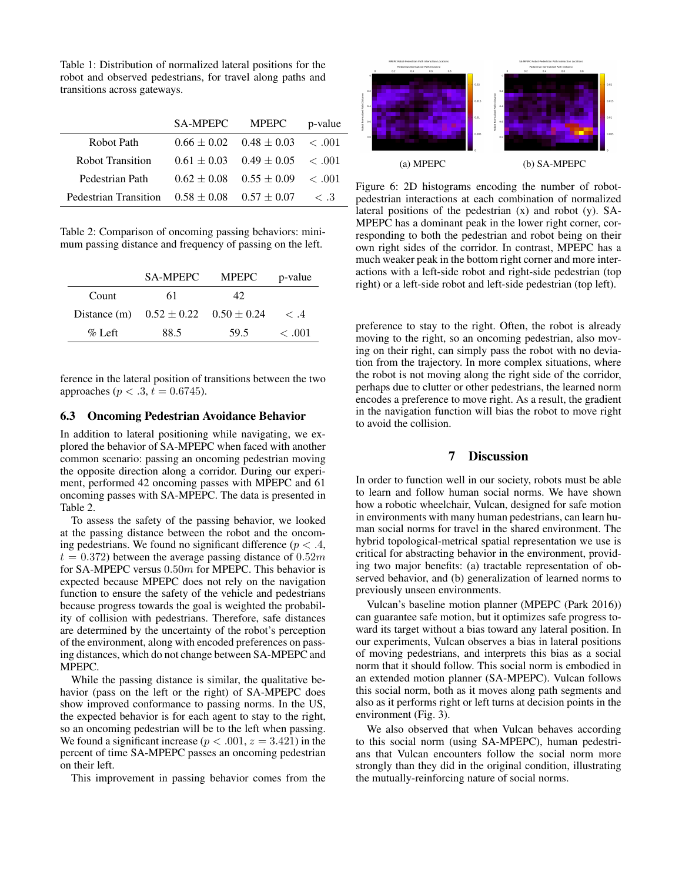Table 1: Distribution of normalized lateral positions for the robot and observed pedestrians, for travel along paths and transitions across gateways.

| | SA-MPEPC | MPEPC | p-value |
|---|---|---|---|
| Robot Path | $0.66 \pm 0.02$ | $0.48 \pm 0.03$ | $< .001$ |
| Robot Transition | $0.61 \pm 0.03$ | $0.49 \pm 0.05$ | $< .001$ |
| Pedestrian Path | $0.62 \pm 0.08$ | $0.55 \pm 0.09$ | $< .001$ |
| Pedestrian Transition | $0.58 \pm 0.08$ | $0.57 \pm 0.07$ | $< .3$ |

Table 2: Comparison of oncoming passing behaviors: minimum passing distance and frequency of passing on the left.

| | SA-MPEPC | MPEPC | p-value |
|---|---|---|---|
| Count | 61 | 42 | |
| Distance (m) | $0.52 \pm 0.22$ | $0.50 \pm 0.24$ | $< .4$ |
| % Left | 88.5 | 59.5 | $< .001$ |

ference in the lateral position of transitions between the two approaches ($p < .3$, $t = 0.6745$).

### 6.3 Oncoming Pedestrian Avoidance Behavior

In addition to lateral positioning while navigating, we explored the behavior of SA-MPEPC when faced with another common scenario: passing an oncoming pedestrian moving the opposite direction along a corridor. During our experiment, performed 42 oncoming passes with MPEPC and 61 oncoming passes with SA-MPEPC. The data is presented in Table 2.

To assess the safety of the passing behavior, we looked at the passing distance between the robot and the oncoming pedestrians. We found no significant difference ($p < .4$, $t = 0.372$) between the average passing distance of $0.52m$ for SA-MPEPC versus $0.50m$ for MPEPC. This behavior is expected because MPEPC does not rely on the navigation function to ensure the safety of the vehicle and pedestrians because progress towards the goal is weighted the probability of collision with pedestrians. Therefore, safe distances are determined by the uncertainty of the robot's perception of the environment, along with encoded preferences on passing distances, which do not change between SA-MPEPC and MPEPC.

While the passing distance is similar, the qualitative behavior (pass on the left or the right) of SA-MPEPC does show improved conformance to passing norms. In the US, the expected behavior is for each agent to stay to the right, so an oncoming pedestrian will be to the left when passing. We found a significant increase ($p < .001$, $z = 3.421$) in the percent of time SA-MPEPC passes an oncoming pedestrian on their left.

This improvement in passing behavior comes from the preference to stay to the right. Often, the robot is already moving to the right, so an oncoming pedestrian, also moving on their right, can simply pass the robot with no deviation from the trajectory. In more complex situations, where the robot is not moving along the right side of the corridor, perhaps due to clutter or other pedestrians, the learned norm encodes a preference to move right. As a result, the gradient in the navigation function will bias the robot to move right to avoid the collision.

MPEPC Robot-Pedestrian Path Interaction Locations
Pedestrian Normalized Path Distance
Robot Normalized Path Distance

(a) MPEPC

SA-MPEPC Robot-Pedestrian Path Interaction Locations
Pedestrian Normalized Path Distance
Robot Normalized Path Distance

(b) SA-MPEPC

Figure 6: 2D histograms encoding the number of robot-pedestrian interactions at each combination of normalized lateral positions of the pedestrian (x) and robot (y). SA-MPEPC has a dominant peak in the lower right corner, corresponding to both the pedestrian and robot being on their own right sides of the corridor. In contrast, MPEPC has a much weaker peak in the bottom right corner and more interactions with a left-side robot and right-side pedestrian (top right) or a left-side robot and left-side pedestrian (top left).

## 7 Discussion

In order to function well in our society, robots must be able to learn and follow human social norms. We have shown how a robotic wheelchair, Vulcan, designed for safe motion in environments with many human pedestrians, can learn human social norms for travel in the shared environment. The hybrid topological-metrical spatial representation we use is critical for abstracting behavior in the environment, providing two major benefits: (a) tractable representation of observed behavior, and (b) generalization of learned norms to previously unseen environments.

Vulcan's baseline motion planner (MPEPC (Park 2016)) can guarantee safe motion, but it optimizes safe progress toward its target without a bias toward any lateral position. In our experiments, Vulcan observes a bias in lateral positions of moving pedestrians, and interprets this bias as a social norm that it should follow. This social norm is embodied in an extended motion planner (SA-MPEPC). Vulcan follows this social norm, both as it moves along path segments and also as it performs right or left turns at decision points in the environment (Fig. 3).

We also observed that when Vulcan behaves according to this social norm (using SA-MPEPC), human pedestrians that Vulcan encounters follow the social norm more strongly than they did in the original condition, illustrating the mutually-reinforcing nature of social norms.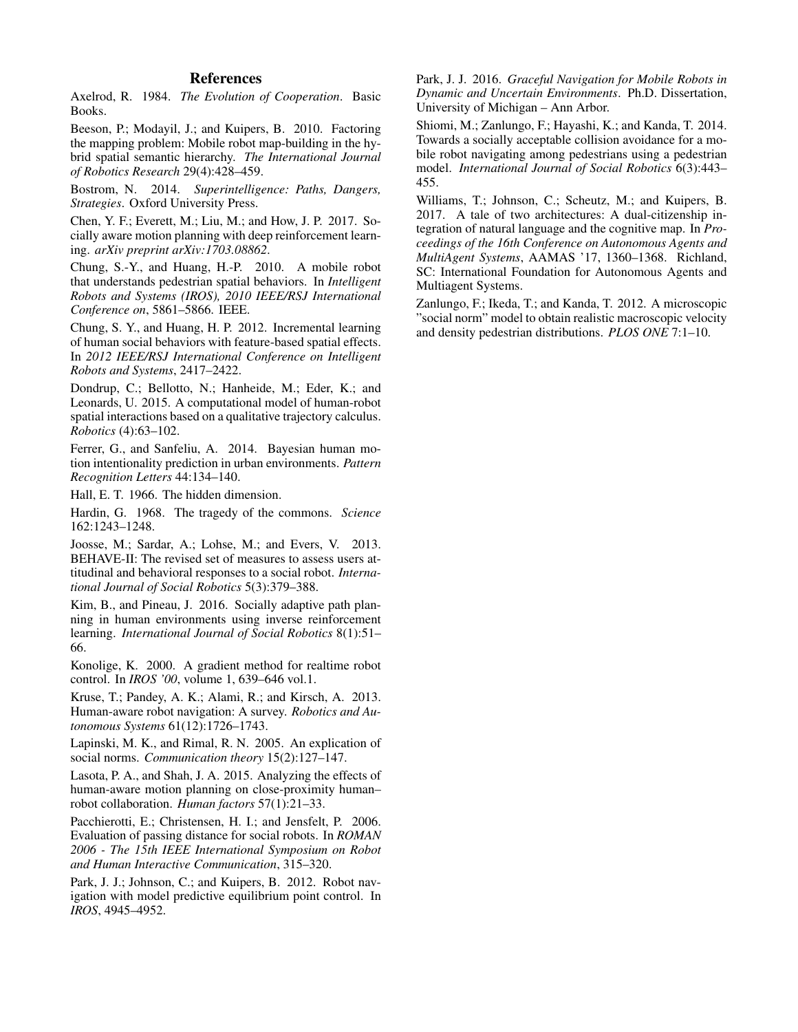## References

Axelrod, R. 1984. *The Evolution of Cooperation*. Basic Books.

Beeson, P.; Modayil, J.; and Kuipers, B. 2010. Factoring the mapping problem: Mobile robot map-building in the hybrid spatial semantic hierarchy. *The International Journal of Robotics Research* 29(4):428–459.

Bostrom, N. 2014. *Superintelligence: Paths, Dangers, Strategies*. Oxford University Press.

Chen, Y. F.; Everett, M.; Liu, M.; and How, J. P. 2017. Socially aware motion planning with deep reinforcement learning. *arXiv preprint arXiv:1703.08862*.

Chung, S.-Y., and Huang, H.-P. 2010. A mobile robot that understands pedestrian spatial behaviors. In *Intelligent Robots and Systems (IROS), 2010 IEEE/RSJ International Conference on*, 5861–5866. IEEE.

Chung, S. Y., and Huang, H. P. 2012. Incremental learning of human social behaviors with feature-based spatial effects. In *2012 IEEE/RSJ International Conference on Intelligent Robots and Systems*, 2417–2422.

Dondrup, C.; Bellotto, N.; Hanheide, M.; Eder, K.; and Leonards, U. 2015. A computational model of human-robot spatial interactions based on a qualitative trajectory calculus. *Robotics* (4):63–102.

Ferrer, G., and Sanfeliu, A. 2014. Bayesian human motion intentionality prediction in urban environments. *Pattern Recognition Letters* 44:134–140.

Hall, E. T. 1966. The hidden dimension.

Hardin, G. 1968. The tragedy of the commons. *Science* 162:1243–1248.

Joosse, M.; Sardar, A.; Lohse, M.; and Evers, V. 2013. BEHAVE-II: The revised set of measures to assess users attitudinal and behavioral responses to a social robot. *International Journal of Social Robotics* 5(3):379–388.

Kim, B., and Pineau, J. 2016. Socially adaptive path planning in human environments using inverse reinforcement learning. *International Journal of Social Robotics* 8(1):51–66.

Konolige, K. 2000. A gradient method for realtime robot control. In *IROS '00*, volume 1, 639–646 vol.1.

Kruse, T.; Pandey, A. K.; Alami, R.; and Kirsch, A. 2013. Human-aware robot navigation: A survey. *Robotics and Autonomous Systems* 61(12):1726–1743.

Lapinski, M. K., and Rimal, R. N. 2005. An explication of social norms. *Communication theory* 15(2):127–147.

Lasota, P. A., and Shah, J. A. 2015. Analyzing the effects of human-aware motion planning on close-proximity human–robot collaboration. *Human factors* 57(1):21–33.

Pacchierotti, E.; Christensen, H. I.; and Jensfelt, P. 2006. Evaluation of passing distance for social robots. In *ROMAN 2006 - The 15th IEEE International Symposium on Robot and Human Interactive Communication*, 315–320.

Park, J. J.; Johnson, C.; and Kuipers, B. 2012. Robot navigation with model predictive equilibrium point control. In *IROS*, 4945–4952.

Park, J. J. 2016. *Graceful Navigation for Mobile Robots in Dynamic and Uncertain Environments*. Ph.D. Dissertation, University of Michigan – Ann Arbor.

Shiomi, M.; Zanlungo, F.; Hayashi, K.; and Kanda, T. 2014. Towards a socially acceptable collision avoidance for a mobile robot navigating among pedestrians using a pedestrian model. *International Journal of Social Robotics* 6(3):443–455.

Williams, T.; Johnson, C.; Scheutz, M.; and Kuipers, B. 2017. A tale of two architectures: A dual-citizenship integration of natural language and the cognitive map. In *Proceedings of the 16th Conference on Autonomous Agents and MultiAgent Systems*, AAMAS '17, 1360–1368. Richland, SC: International Foundation for Autonomous Agents and Multiagent Systems.

Zanlungo, F.; Ikeda, T.; and Kanda, T. 2012. A microscopic "social norm" model to obtain realistic macroscopic velocity and density pedestrian distributions. *PLOS ONE* 7:1–10.